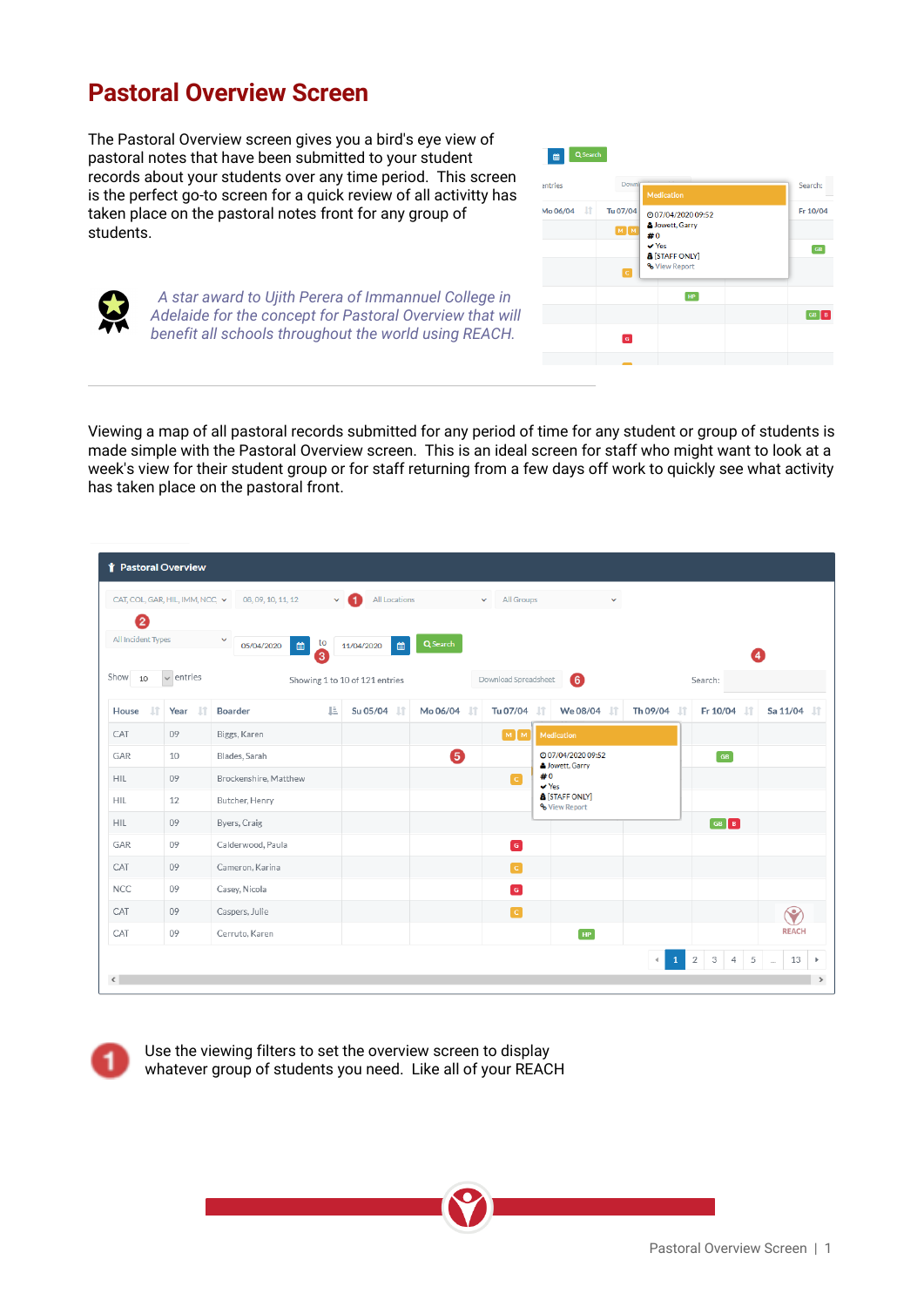# Pastoral Overview Screen

The Pastoral Overview screen gives you a bird's eye view of pastoral notes that have been submitted to your student records about your students over any time period. This screen is the perfect go-to screen for a quick review of all activitty has taken place on the pastoral notes front for any group of students.

*A star award to Ujith Perera of Immannuel College in Adelaide for the concept for Pastoral Overview that will benefit all schools throughout the world using REACH.*

---

Viewing a map of all pastoral records submitted for any period of time for any student or group of students is made simple with the Pastoral Overview screen. This is an ideal screen for staff who might want to look at a week's view for their student group or for staff returning from a few days off work to quickly see what activity has taken place on the pastoral front.

1. Use the viewing filters to set the overview screen to display whatever group of students you need. Like all of your REACH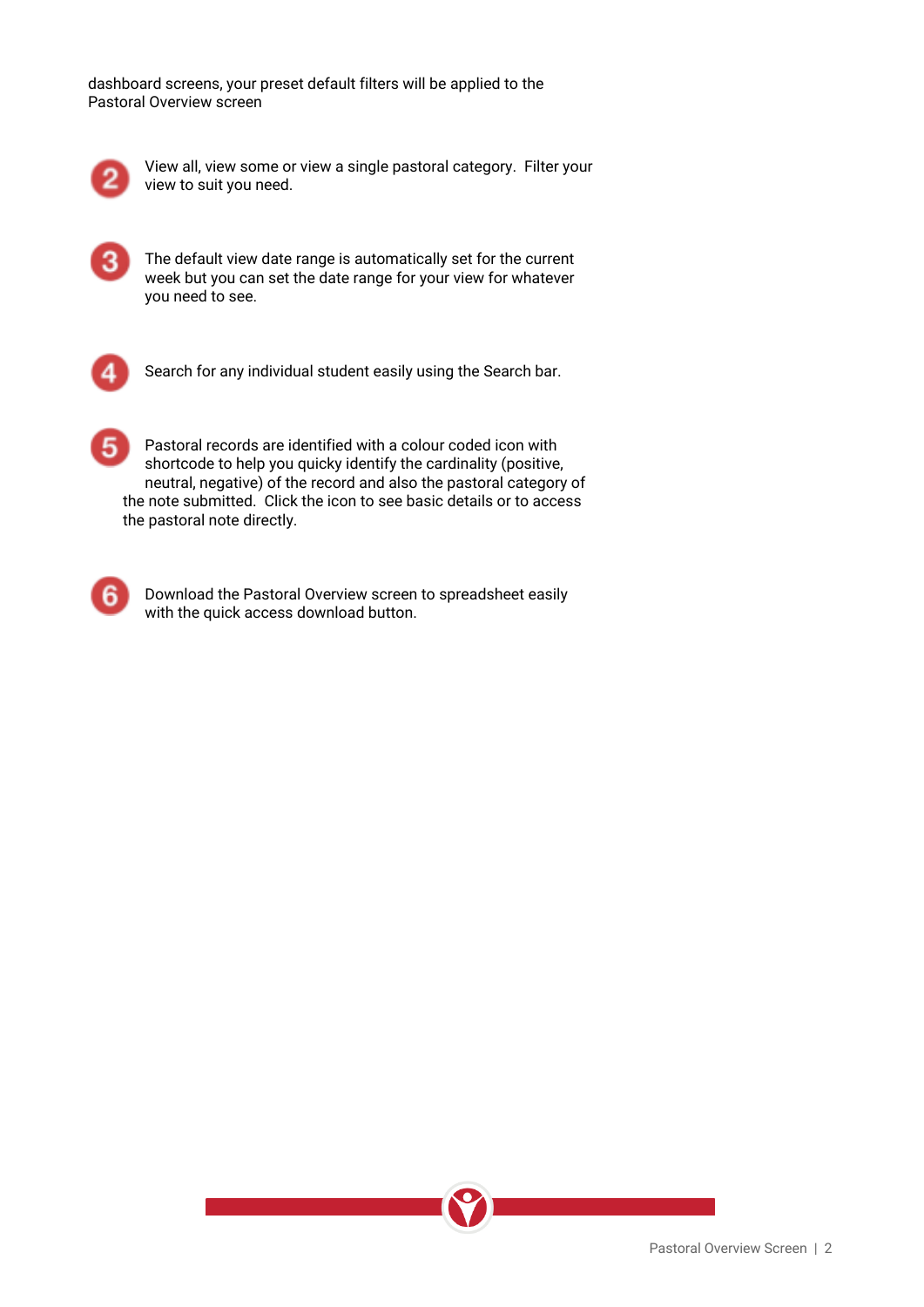dashboard screens, your preset default filters will be applied to the Pastoral Overview screen

2. View all, view some or view a single pastoral category. Filter your view to suit you need.

3. The default view date range is automatically set for the current week but you can set the date range for your view for whatever you need to see.

4. Search for any individual student easily using the Search bar.

5. Pastoral records are identified with a colour coded icon with shortcode to help you quicky identify the cardinality (positive, neutral, negative) of the record and also the pastoral category of the note submitted. Click the icon to see basic details or to access the pastoral note directly.

6. Download the Pastoral Overview screen to spreadsheet easily with the quick access download button.